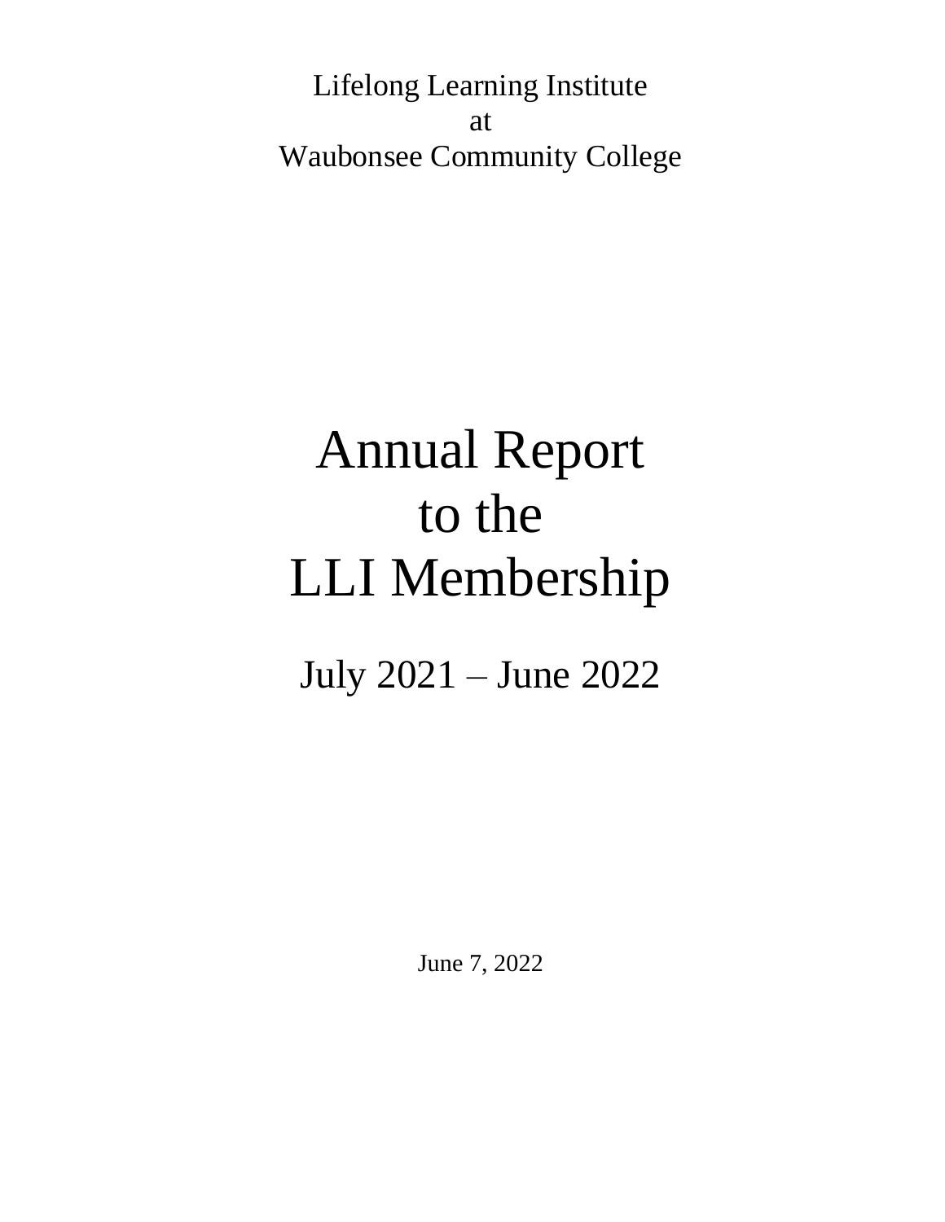Lifelong Learning Institute
at
Waubonsee Community College

# Annual Report to the LLI Membership

## July 2021 – June 2022

June 7, 2022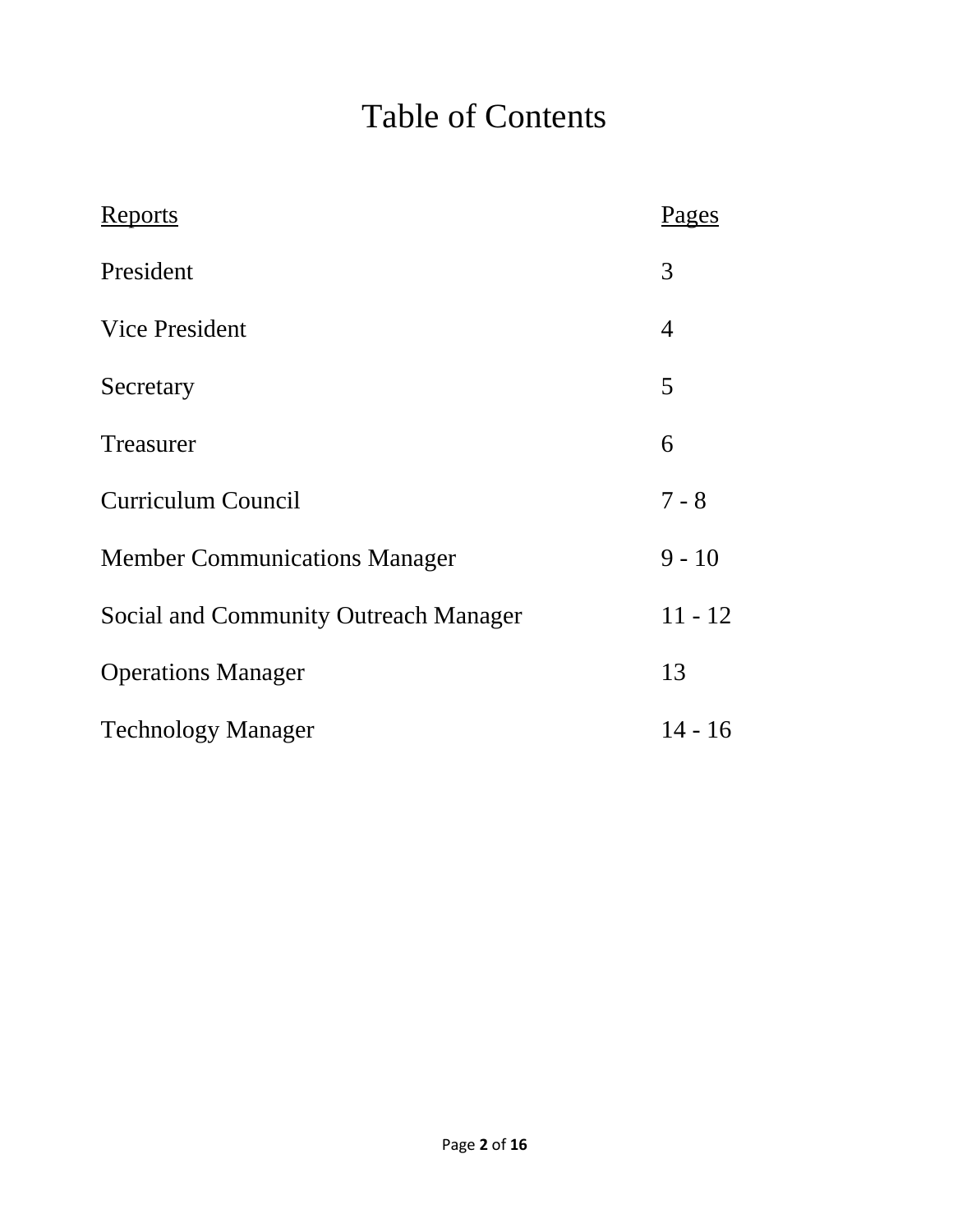# Table of Contents

| Reports | Pages |
|---|---|
| President | 3 |
| Vice President | 4 |
| Secretary | 5 |
| Treasurer | 6 |
| Curriculum Council | 7 - 8 |
| Member Communications Manager | 9 - 10 |
| Social and Community Outreach Manager | 11 - 12 |
| Operations Manager | 13 |
| Technology Manager | 14 - 16 |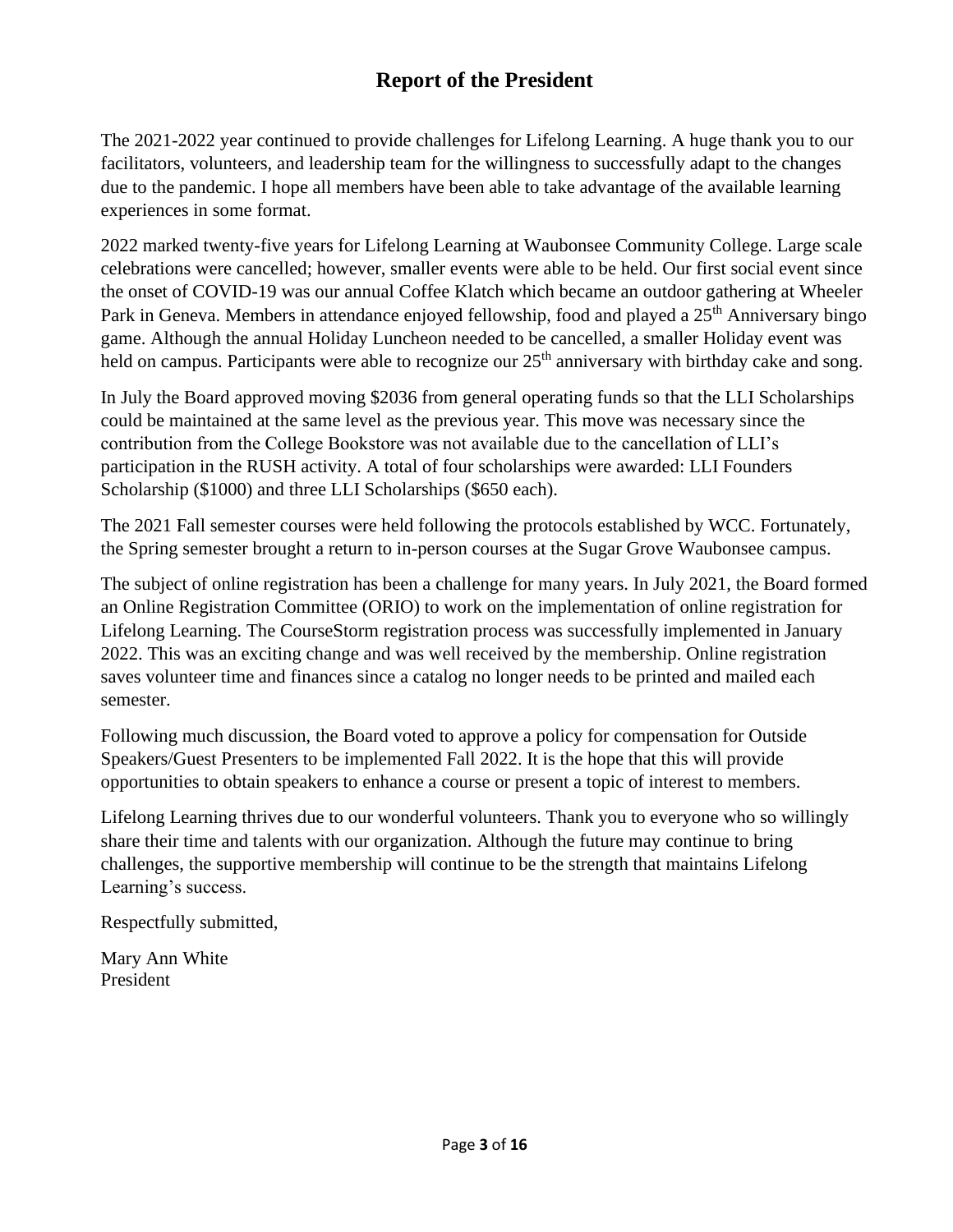# Report of the President

The 2021-2022 year continued to provide challenges for Lifelong Learning. A huge thank you to our facilitators, volunteers, and leadership team for the willingness to successfully adapt to the changes due to the pandemic. I hope all members have been able to take advantage of the available learning experiences in some format.

2022 marked twenty-five years for Lifelong Learning at Waubonsee Community College. Large scale celebrations were cancelled; however, smaller events were able to be held. Our first social event since the onset of COVID-19 was our annual Coffee Klatch which became an outdoor gathering at Wheeler Park in Geneva. Members in attendance enjoyed fellowship, food and played a 25th Anniversary bingo game. Although the annual Holiday Luncheon needed to be cancelled, a smaller Holiday event was held on campus. Participants were able to recognize our 25th anniversary with birthday cake and song.

In July the Board approved moving $2036 from general operating funds so that the LLI Scholarships could be maintained at the same level as the previous year. This move was necessary since the contribution from the College Bookstore was not available due to the cancellation of LLI's participation in the RUSH activity. A total of four scholarships were awarded: LLI Founders Scholarship ($1000) and three LLI Scholarships ($650 each).

The 2021 Fall semester courses were held following the protocols established by WCC. Fortunately, the Spring semester brought a return to in-person courses at the Sugar Grove Waubonsee campus.

The subject of online registration has been a challenge for many years. In July 2021, the Board formed an Online Registration Committee (ORIO) to work on the implementation of online registration for Lifelong Learning. The CourseStorm registration process was successfully implemented in January 2022. This was an exciting change and was well received by the membership. Online registration saves volunteer time and finances since a catalog no longer needs to be printed and mailed each semester.

Following much discussion, the Board voted to approve a policy for compensation for Outside Speakers/Guest Presenters to be implemented Fall 2022. It is the hope that this will provide opportunities to obtain speakers to enhance a course or present a topic of interest to members.

Lifelong Learning thrives due to our wonderful volunteers. Thank you to everyone who so willingly share their time and talents with our organization. Although the future may continue to bring challenges, the supportive membership will continue to be the strength that maintains Lifelong Learning's success.

Respectfully submitted,

Mary Ann White
President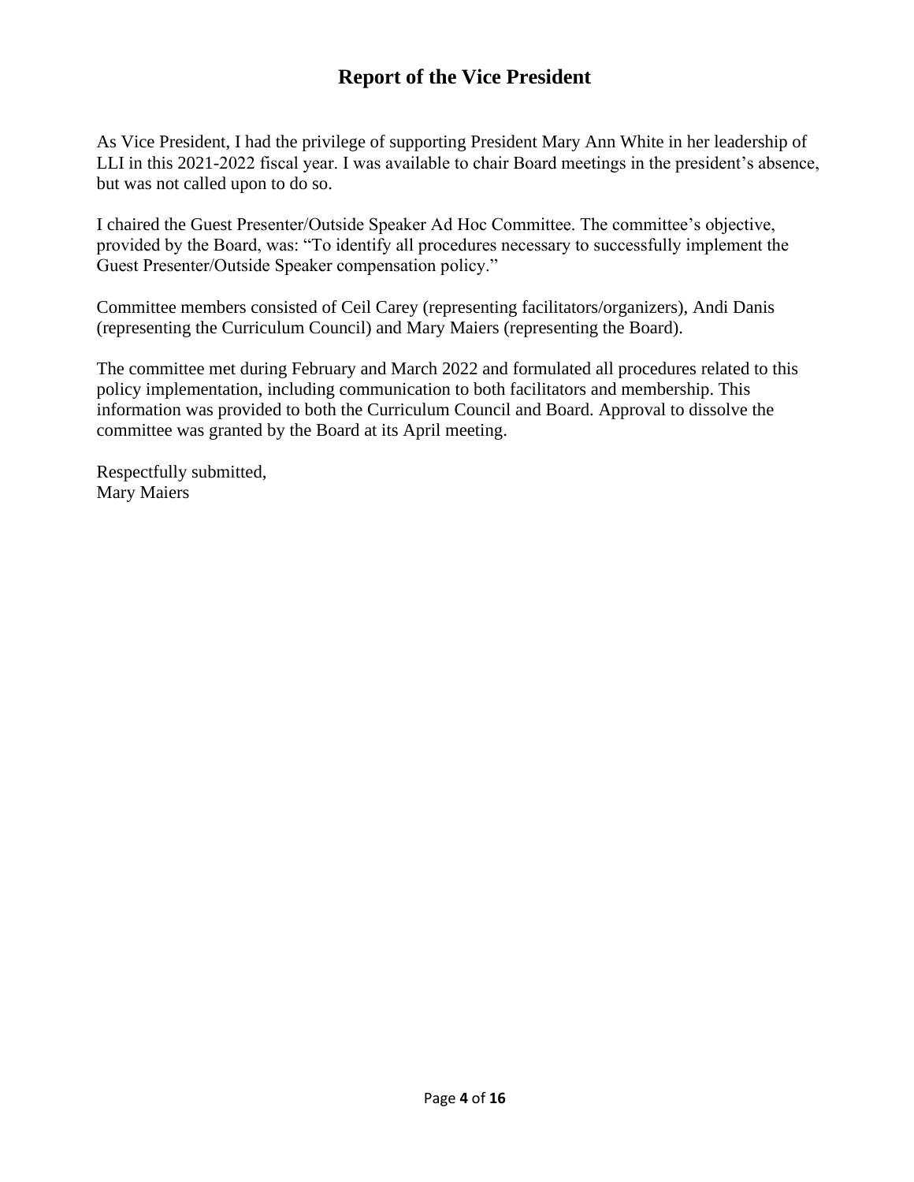# Report of the Vice President

As Vice President, I had the privilege of supporting President Mary Ann White in her leadership of LLI in this 2021-2022 fiscal year. I was available to chair Board meetings in the president's absence, but was not called upon to do so.

I chaired the Guest Presenter/Outside Speaker Ad Hoc Committee. The committee's objective, provided by the Board, was: "To identify all procedures necessary to successfully implement the Guest Presenter/Outside Speaker compensation policy."

Committee members consisted of Ceil Carey (representing facilitators/organizers), Andi Danis (representing the Curriculum Council) and Mary Maiers (representing the Board).

The committee met during February and March 2022 and formulated all procedures related to this policy implementation, including communication to both facilitators and membership. This information was provided to both the Curriculum Council and Board. Approval to dissolve the committee was granted by the Board at its April meeting.

Respectfully submitted,
Mary Maiers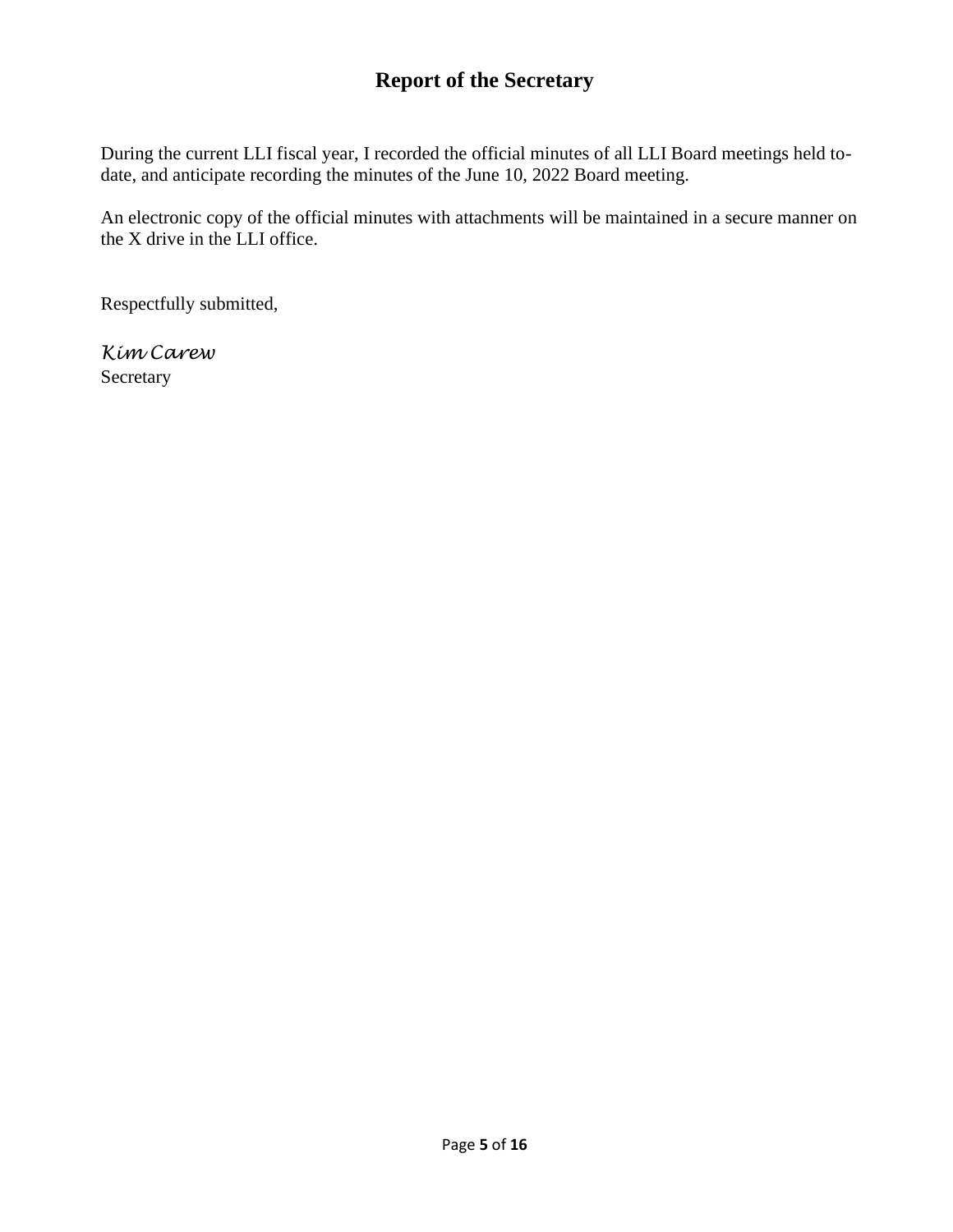## Report of the Secretary

During the current LLI fiscal year, I recorded the official minutes of all LLI Board meetings held to-date, and anticipate recording the minutes of the June 10, 2022 Board meeting.

An electronic copy of the official minutes with attachments will be maintained in a secure manner on the X drive in the LLI office.

Respectfully submitted,

*Kim Carew*
Secretary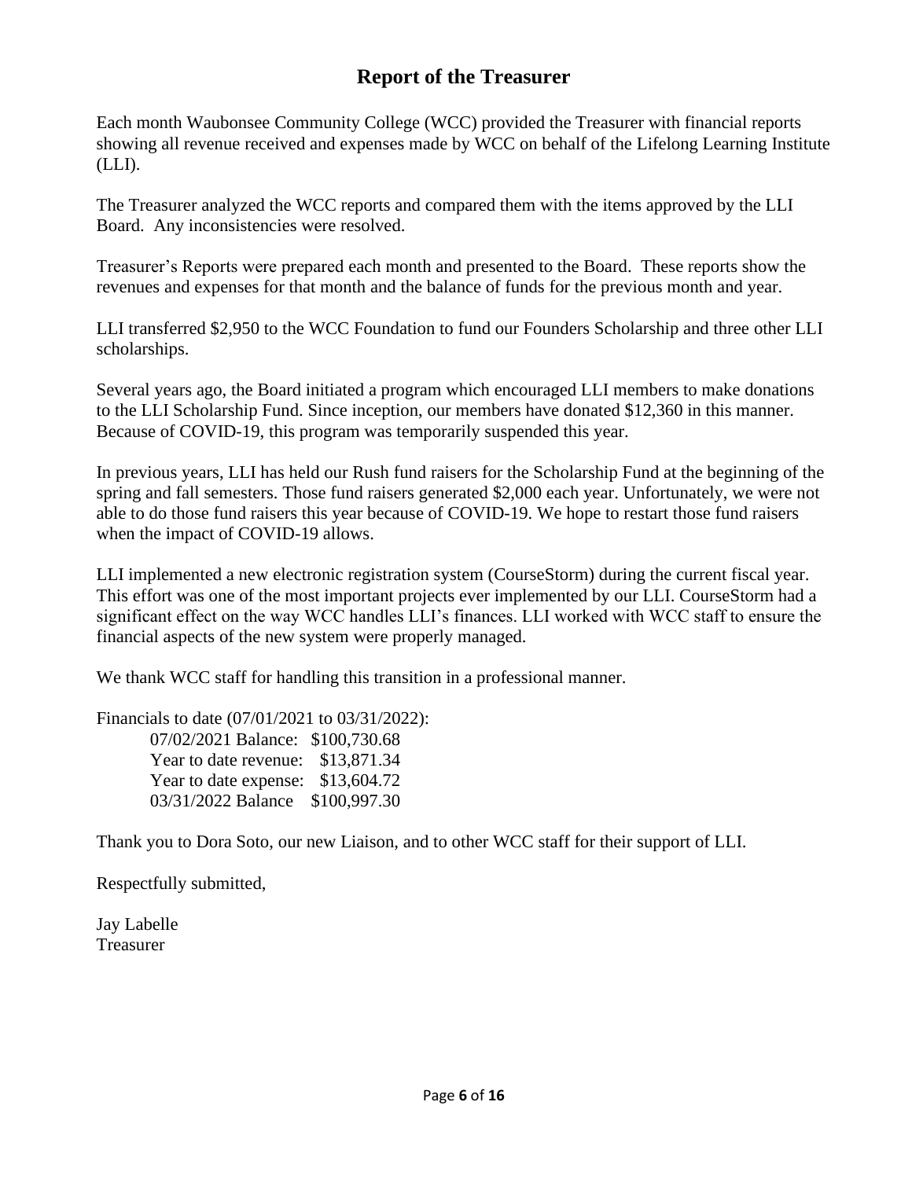## Report of the Treasurer

Each month Waubonsee Community College (WCC) provided the Treasurer with financial reports showing all revenue received and expenses made by WCC on behalf of the Lifelong Learning Institute (LLI).

The Treasurer analyzed the WCC reports and compared them with the items approved by the LLI Board. Any inconsistencies were resolved.

Treasurer's Reports were prepared each month and presented to the Board. These reports show the revenues and expenses for that month and the balance of funds for the previous month and year.

LLI transferred $2,950 to the WCC Foundation to fund our Founders Scholarship and three other LLI scholarships.

Several years ago, the Board initiated a program which encouraged LLI members to make donations to the LLI Scholarship Fund. Since inception, our members have donated $12,360 in this manner. Because of COVID-19, this program was temporarily suspended this year.

In previous years, LLI has held our Rush fund raisers for the Scholarship Fund at the beginning of the spring and fall semesters. Those fund raisers generated $2,000 each year. Unfortunately, we were not able to do those fund raisers this year because of COVID-19. We hope to restart those fund raisers when the impact of COVID-19 allows.

LLI implemented a new electronic registration system (CourseStorm) during the current fiscal year. This effort was one of the most important projects ever implemented by our LLI. CourseStorm had a significant effect on the way WCC handles LLI's finances. LLI worked with WCC staff to ensure the financial aspects of the new system were properly managed.

We thank WCC staff for handling this transition in a professional manner.

Financials to date (07/01/2021 to 03/31/2022):

- 07/02/2021 Balance: $100,730.68
- Year to date revenue: $13,871.34
- Year to date expense: $13,604.72
- 03/31/2022 Balance $100,997.30

Thank you to Dora Soto, our new Liaison, and to other WCC staff for their support of LLI.

Respectfully submitted,

Jay Labelle
Treasurer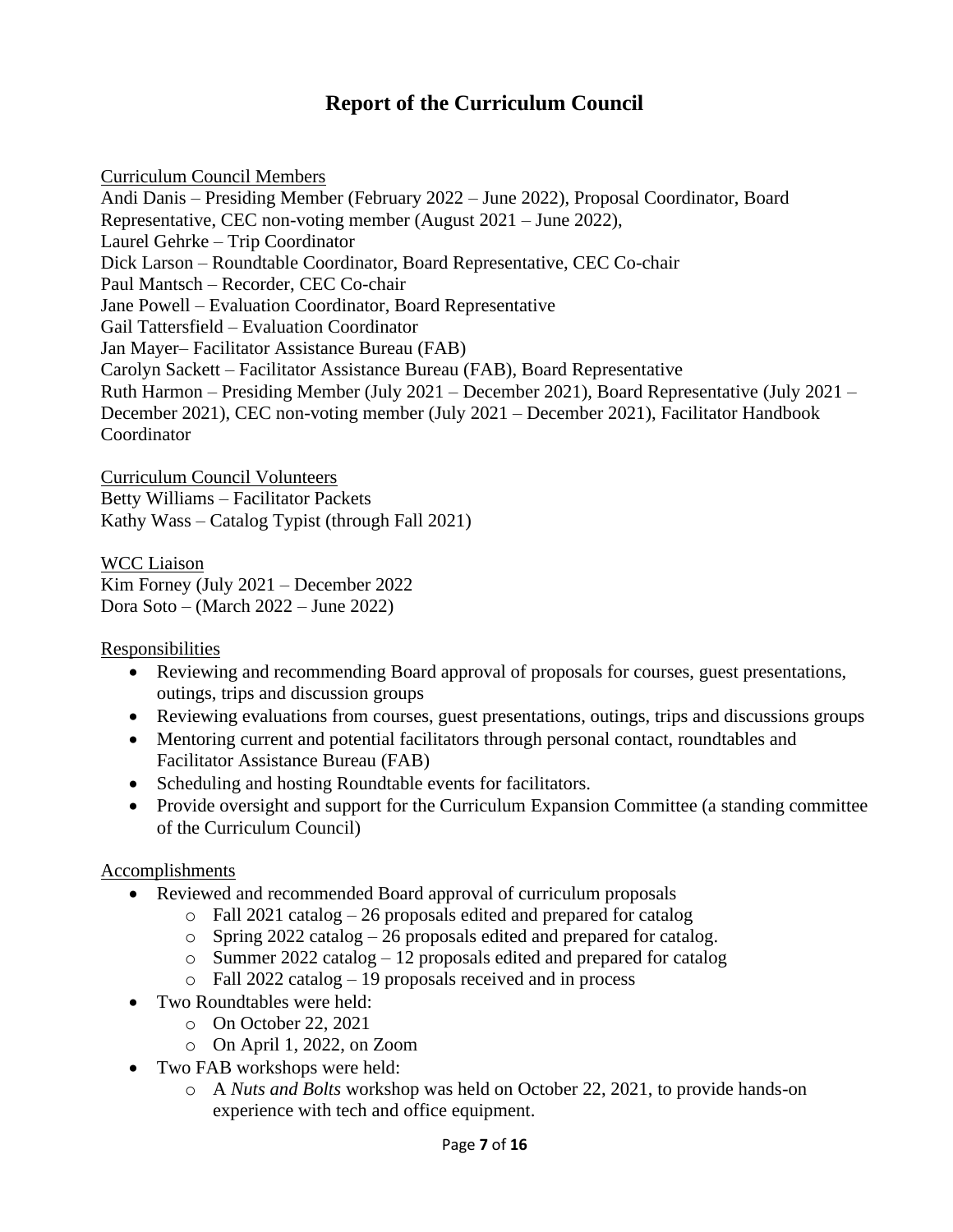# Report of the Curriculum Council

Curriculum Council Members

Andi Danis – Presiding Member (February 2022 – June 2022), Proposal Coordinator, Board Representative, CEC non-voting member (August 2021 – June 2022),
Laurel Gehrke – Trip Coordinator
Dick Larson – Roundtable Coordinator, Board Representative, CEC Co-chair
Paul Mantsch – Recorder, CEC Co-chair
Jane Powell – Evaluation Coordinator, Board Representative
Gail Tattersfield – Evaluation Coordinator
Jan Mayer– Facilitator Assistance Bureau (FAB)
Carolyn Sackett – Facilitator Assistance Bureau (FAB), Board Representative
Ruth Harmon – Presiding Member (July 2021 – December 2021), Board Representative (July 2021 – December 2021), CEC non-voting member (July 2021 – December 2021), Facilitator Handbook Coordinator

Curriculum Council Volunteers

Betty Williams – Facilitator Packets
Kathy Wass – Catalog Typist (through Fall 2021)

WCC Liaison

Kim Forney (July 2021 – December 2022
Dora Soto – (March 2022 – June 2022)

Responsibilities

- Reviewing and recommending Board approval of proposals for courses, guest presentations, outings, trips and discussion groups
- Reviewing evaluations from courses, guest presentations, outings, trips and discussions groups
- Mentoring current and potential facilitators through personal contact, roundtables and Facilitator Assistance Bureau (FAB)
- Scheduling and hosting Roundtable events for facilitators.
- Provide oversight and support for the Curriculum Expansion Committee (a standing committee of the Curriculum Council)

Accomplishments

- Reviewed and recommended Board approval of curriculum proposals
  - Fall 2021 catalog – 26 proposals edited and prepared for catalog
  - Spring 2022 catalog – 26 proposals edited and prepared for catalog.
  - Summer 2022 catalog – 12 proposals edited and prepared for catalog
  - Fall 2022 catalog – 19 proposals received and in process
- Two Roundtables were held:
  - On October 22, 2021
  - On April 1, 2022, on Zoom
- Two FAB workshops were held:
  - A *Nuts and Bolts* workshop was held on October 22, 2021, to provide hands-on experience with tech and office equipment.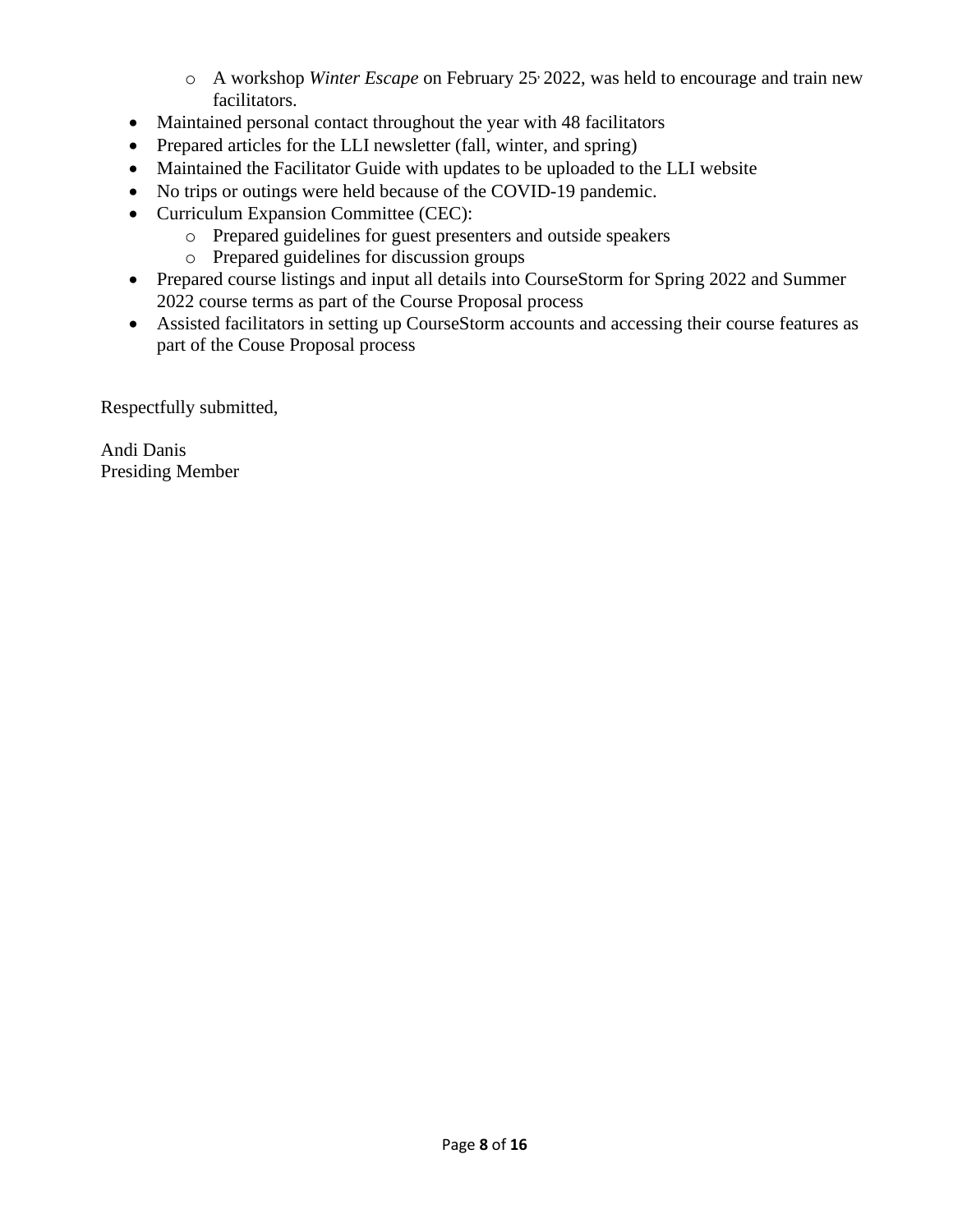- A workshop *Winter Escape* on February 25, 2022, was held to encourage and train new facilitators.
- Maintained personal contact throughout the year with 48 facilitators
- Prepared articles for the LLI newsletter (fall, winter, and spring)
- Maintained the Facilitator Guide with updates to be uploaded to the LLI website
- No trips or outings were held because of the COVID-19 pandemic.
- Curriculum Expansion Committee (CEC):
    - Prepared guidelines for guest presenters and outside speakers
    - Prepared guidelines for discussion groups
- Prepared course listings and input all details into CourseStorm for Spring 2022 and Summer 2022 course terms as part of the Course Proposal process
- Assisted facilitators in setting up CourseStorm accounts and accessing their course features as part of the Couse Proposal process

Respectfully submitted,

Andi Danis
Presiding Member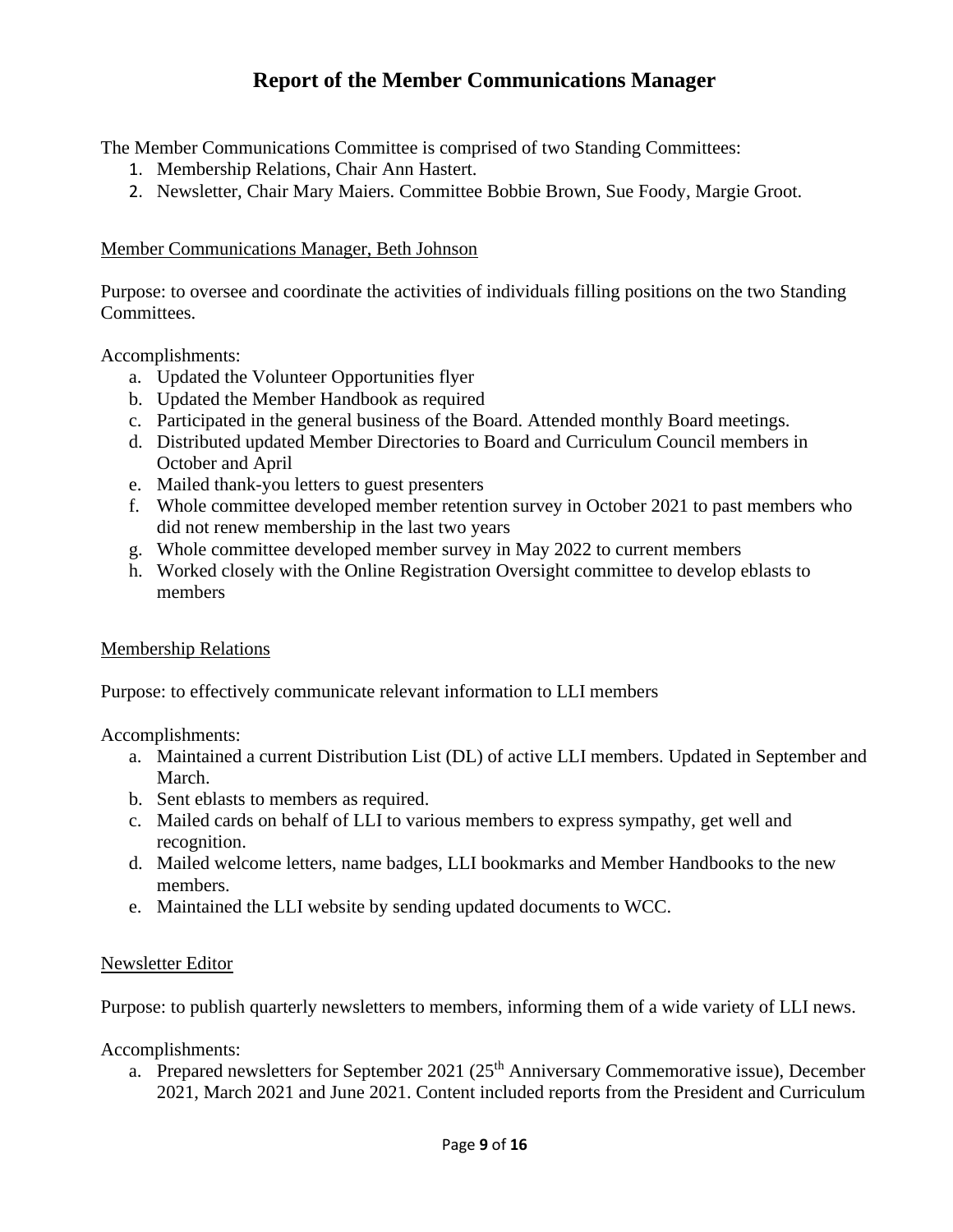# Report of the Member Communications Manager

The Member Communications Committee is comprised of two Standing Committees:

1. Membership Relations, Chair Ann Hastert.
2. Newsletter, Chair Mary Maiers. Committee Bobbie Brown, Sue Foody, Margie Groot.

<u>Member Communications Manager, Beth Johnson</u>

Purpose: to oversee and coordinate the activities of individuals filling positions on the two Standing Committees.

Accomplishments:

a. Updated the Volunteer Opportunities flyer
b. Updated the Member Handbook as required
c. Participated in the general business of the Board. Attended monthly Board meetings.
d. Distributed updated Member Directories to Board and Curriculum Council members in October and April
e. Mailed thank-you letters to guest presenters
f. Whole committee developed member retention survey in October 2021 to past members who did not renew membership in the last two years
g. Whole committee developed member survey in May 2022 to current members
h. Worked closely with the Online Registration Oversight committee to develop eblasts to members

<u>Membership Relations</u>

Purpose: to effectively communicate relevant information to LLI members

Accomplishments:

a. Maintained a current Distribution List (DL) of active LLI members. Updated in September and March.
b. Sent eblasts to members as required.
c. Mailed cards on behalf of LLI to various members to express sympathy, get well and recognition.
d. Mailed welcome letters, name badges, LLI bookmarks and Member Handbooks to the new members.
e. Maintained the LLI website by sending updated documents to WCC.

<u>Newsletter Editor</u>

Purpose: to publish quarterly newsletters to members, informing them of a wide variety of LLI news.

Accomplishments:

a. Prepared newsletters for September 2021 (25th Anniversary Commemorative issue), December 2021, March 2021 and June 2021. Content included reports from the President and Curriculum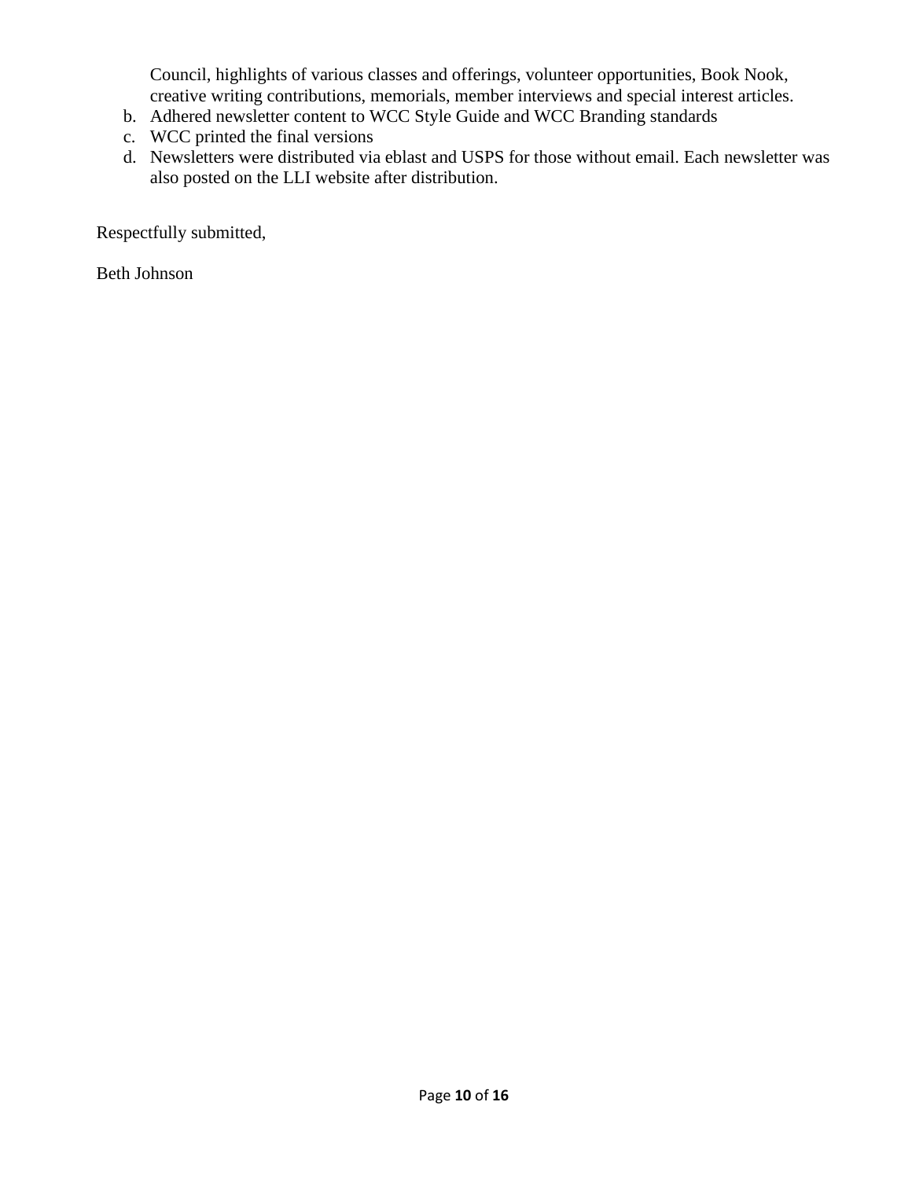Council, highlights of various classes and offerings, volunteer opportunities, Book Nook, creative writing contributions, memorials, member interviews and special interest articles.

b. Adhered newsletter content to WCC Style Guide and WCC Branding standards
c. WCC printed the final versions
d. Newsletters were distributed via eblast and USPS for those without email. Each newsletter was also posted on the LLI website after distribution.

Respectfully submitted,

Beth Johnson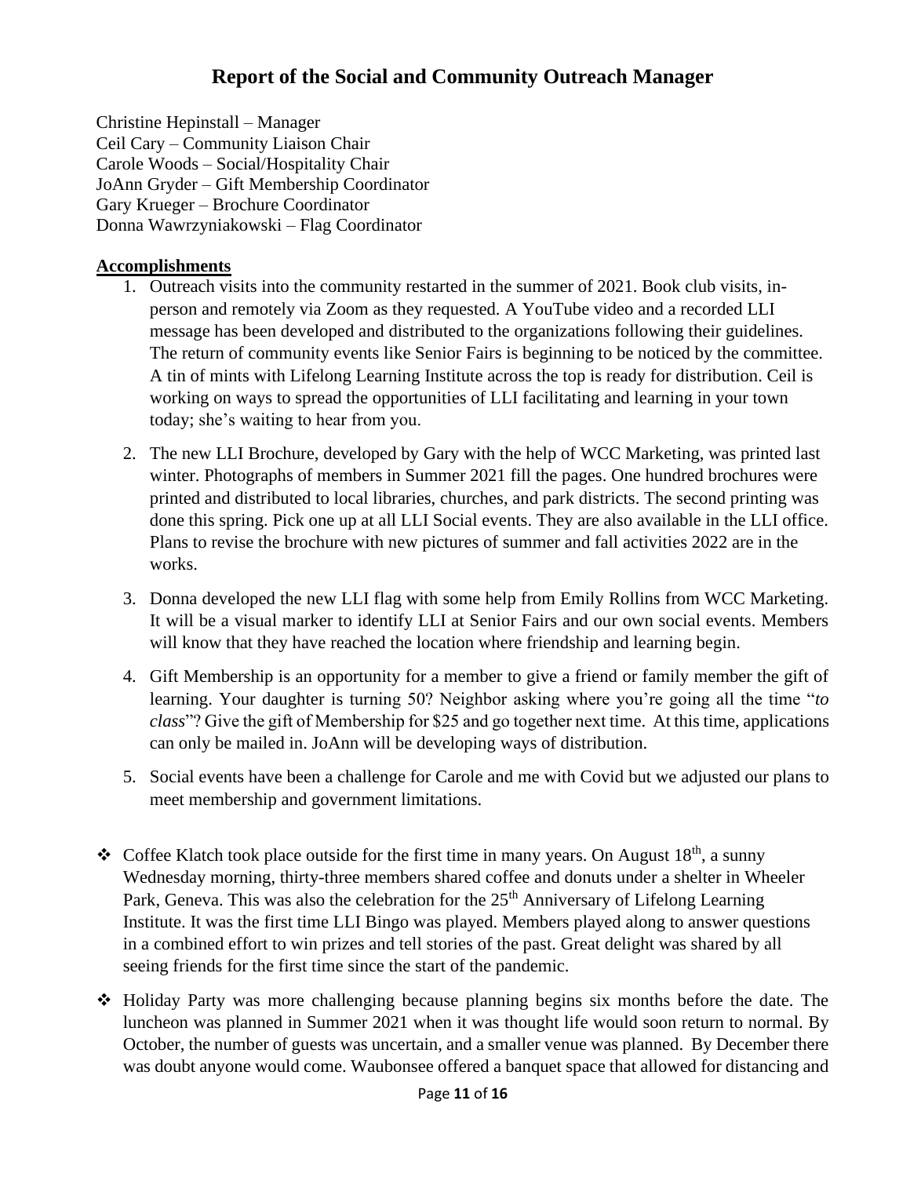# Report of the Social and Community Outreach Manager

Christine Hepinstall – Manager
Ceil Cary – Community Liaison Chair
Carole Woods – Social/Hospitality Chair
JoAnn Gryder – Gift Membership Coordinator
Gary Krueger – Brochure Coordinator
Donna Wawrzyniakowski – Flag Coordinator

## Accomplishments

1. Outreach visits into the community restarted in the summer of 2021. Book club visits, in-person and remotely via Zoom as they requested. A YouTube video and a recorded LLI message has been developed and distributed to the organizations following their guidelines. The return of community events like Senior Fairs is beginning to be noticed by the committee. A tin of mints with Lifelong Learning Institute across the top is ready for distribution. Ceil is working on ways to spread the opportunities of LLI facilitating and learning in your town today; she's waiting to hear from you.

2. The new LLI Brochure, developed by Gary with the help of WCC Marketing, was printed last winter. Photographs of members in Summer 2021 fill the pages. One hundred brochures were printed and distributed to local libraries, churches, and park districts. The second printing was done this spring. Pick one up at all LLI Social events. They are also available in the LLI office. Plans to revise the brochure with new pictures of summer and fall activities 2022 are in the works.

3. Donna developed the new LLI flag with some help from Emily Rollins from WCC Marketing. It will be a visual marker to identify LLI at Senior Fairs and our own social events. Members will know that they have reached the location where friendship and learning begin.

4. Gift Membership is an opportunity for a member to give a friend or family member the gift of learning. Your daughter is turning 50? Neighbor asking where you're going all the time "*to class*"? Give the gift of Membership for $25 and go together next time. At this time, applications can only be mailed in. JoAnn will be developing ways of distribution.

5. Social events have been a challenge for Carole and me with Covid but we adjusted our plans to meet membership and government limitations.

- Coffee Klatch took place outside for the first time in many years. On August 18th, a sunny Wednesday morning, thirty-three members shared coffee and donuts under a shelter in Wheeler Park, Geneva. This was also the celebration for the 25th Anniversary of Lifelong Learning Institute. It was the first time LLI Bingo was played. Members played along to answer questions in a combined effort to win prizes and tell stories of the past. Great delight was shared by all seeing friends for the first time since the start of the pandemic.

- Holiday Party was more challenging because planning begins six months before the date. The luncheon was planned in Summer 2021 when it was thought life would soon return to normal. By October, the number of guests was uncertain, and a smaller venue was planned. By December there was doubt anyone would come. Waubonsee offered a banquet space that allowed for distancing and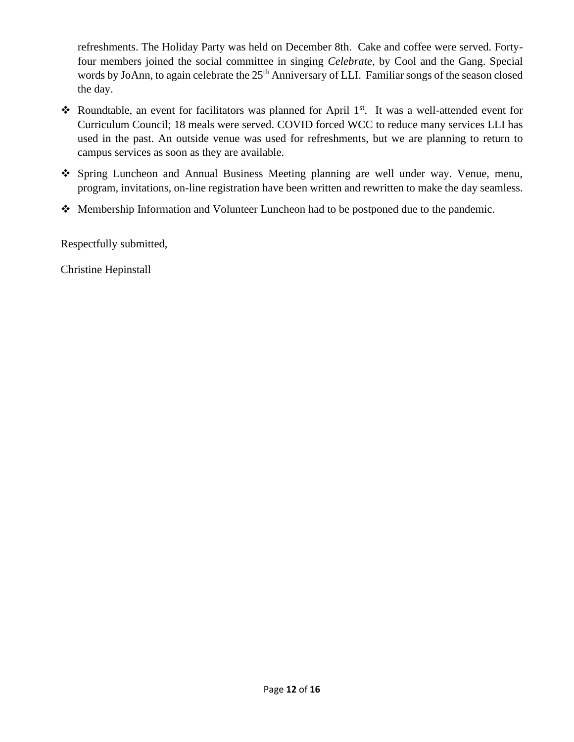refreshments. The Holiday Party was held on December 8th. Cake and coffee were served. Forty-four members joined the social committee in singing *Celebrate*, by Cool and the Gang. Special words by JoAnn, to again celebrate the 25th Anniversary of LLI. Familiar songs of the season closed the day.

- Roundtable, an event for facilitators was planned for April 1st. It was a well-attended event for Curriculum Council; 18 meals were served. COVID forced WCC to reduce many services LLI has used in the past. An outside venue was used for refreshments, but we are planning to return to campus services as soon as they are available.
- Spring Luncheon and Annual Business Meeting planning are well under way. Venue, menu, program, invitations, on-line registration have been written and rewritten to make the day seamless.
- Membership Information and Volunteer Luncheon had to be postponed due to the pandemic.

Respectfully submitted,

Christine Hepinstall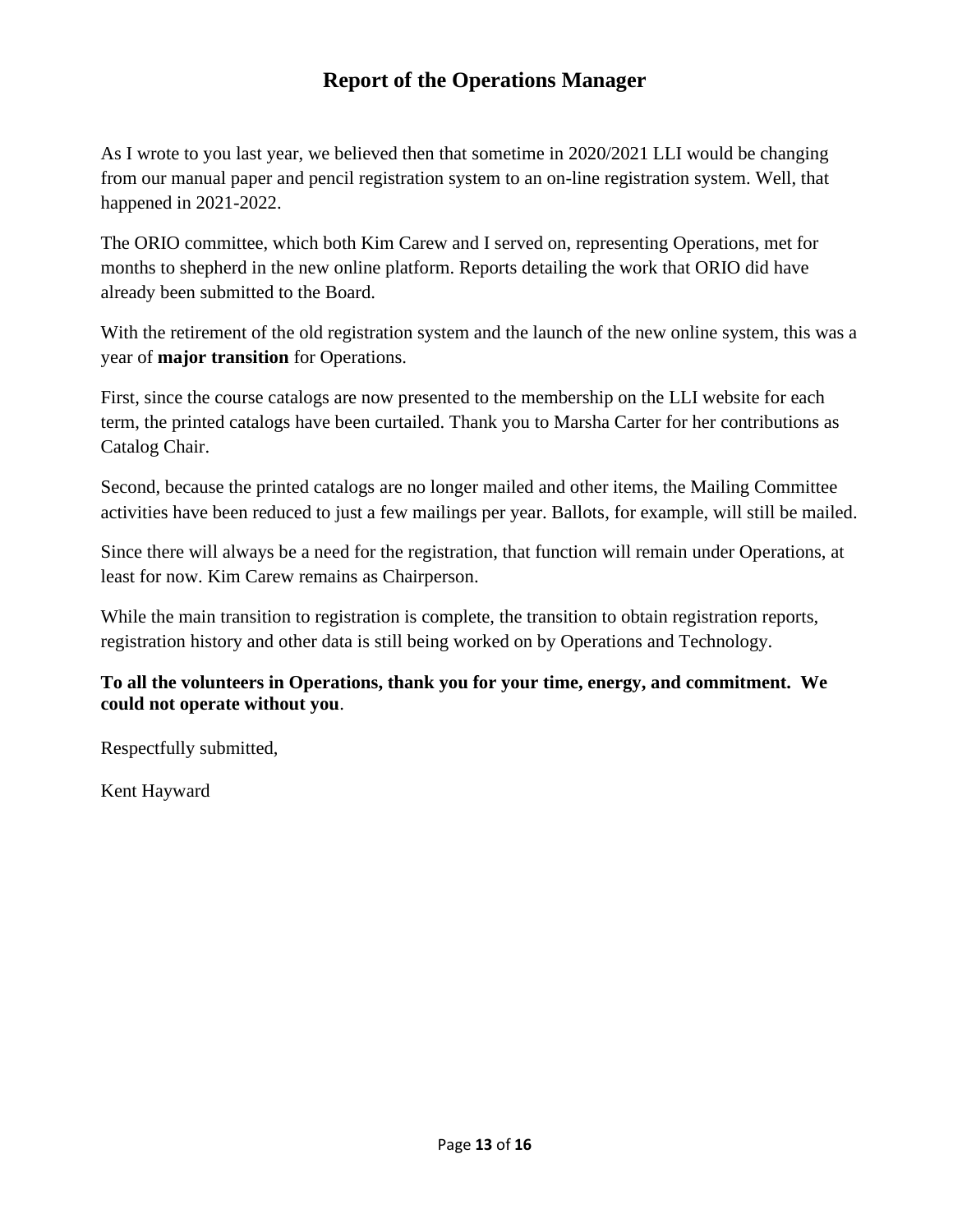# Report of the Operations Manager

As I wrote to you last year, we believed then that sometime in 2020/2021 LLI would be changing from our manual paper and pencil registration system to an on-line registration system. Well, that happened in 2021-2022.

The ORIO committee, which both Kim Carew and I served on, representing Operations, met for months to shepherd in the new online platform. Reports detailing the work that ORIO did have already been submitted to the Board.

With the retirement of the old registration system and the launch of the new online system, this was a year of **major transition** for Operations.

First, since the course catalogs are now presented to the membership on the LLI website for each term, the printed catalogs have been curtailed. Thank you to Marsha Carter for her contributions as Catalog Chair.

Second, because the printed catalogs are no longer mailed and other items, the Mailing Committee activities have been reduced to just a few mailings per year. Ballots, for example, will still be mailed.

Since there will always be a need for the registration, that function will remain under Operations, at least for now. Kim Carew remains as Chairperson.

While the main transition to registration is complete, the transition to obtain registration reports, registration history and other data is still being worked on by Operations and Technology.

**To all the volunteers in Operations, thank you for your time, energy, and commitment. We could not operate without you**.

Respectfully submitted,

Kent Hayward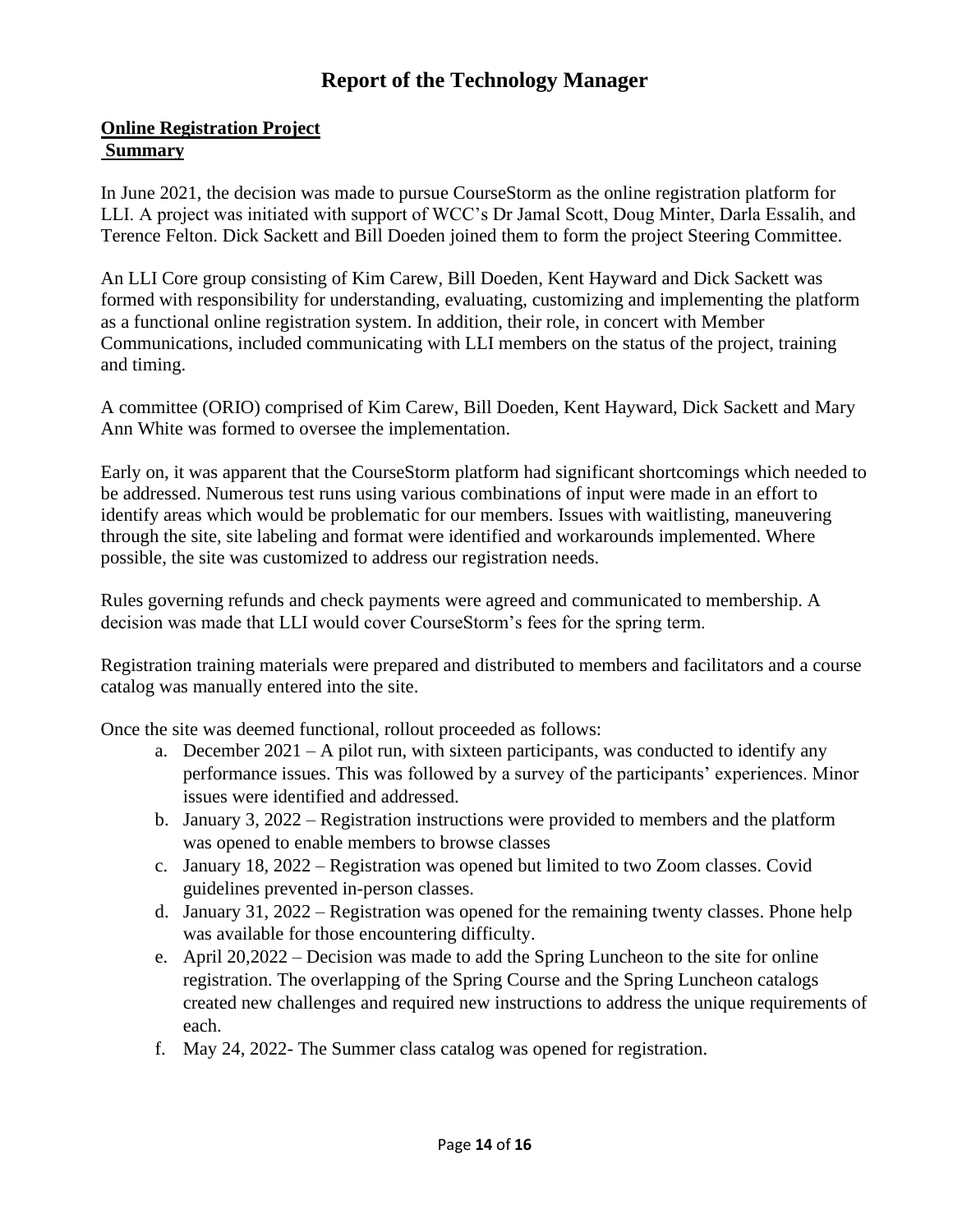# Report of the Technology Manager

## Online Registration Project

### Summary

In June 2021, the decision was made to pursue CourseStorm as the online registration platform for LLI. A project was initiated with support of WCC's Dr Jamal Scott, Doug Minter, Darla Essalih, and Terence Felton. Dick Sackett and Bill Doeden joined them to form the project Steering Committee.

An LLI Core group consisting of Kim Carew, Bill Doeden, Kent Hayward and Dick Sackett was formed with responsibility for understanding, evaluating, customizing and implementing the platform as a functional online registration system. In addition, their role, in concert with Member Communications, included communicating with LLI members on the status of the project, training and timing.

A committee (ORIO) comprised of Kim Carew, Bill Doeden, Kent Hayward, Dick Sackett and Mary Ann White was formed to oversee the implementation.

Early on, it was apparent that the CourseStorm platform had significant shortcomings which needed to be addressed. Numerous test runs using various combinations of input were made in an effort to identify areas which would be problematic for our members. Issues with waitlisting, maneuvering through the site, site labeling and format were identified and workarounds implemented. Where possible, the site was customized to address our registration needs.

Rules governing refunds and check payments were agreed and communicated to membership. A decision was made that LLI would cover CourseStorm's fees for the spring term.

Registration training materials were prepared and distributed to members and facilitators and a course catalog was manually entered into the site.

Once the site was deemed functional, rollout proceeded as follows:

a. December 2021 – A pilot run, with sixteen participants, was conducted to identify any performance issues. This was followed by a survey of the participants' experiences. Minor issues were identified and addressed.
b. January 3, 2022 – Registration instructions were provided to members and the platform was opened to enable members to browse classes
c. January 18, 2022 – Registration was opened but limited to two Zoom classes. Covid guidelines prevented in-person classes.
d. January 31, 2022 – Registration was opened for the remaining twenty classes. Phone help was available for those encountering difficulty.
e. April 20,2022 – Decision was made to add the Spring Luncheon to the site for online registration. The overlapping of the Spring Course and the Spring Luncheon catalogs created new challenges and required new instructions to address the unique requirements of each.
f. May 24, 2022- The Summer class catalog was opened for registration.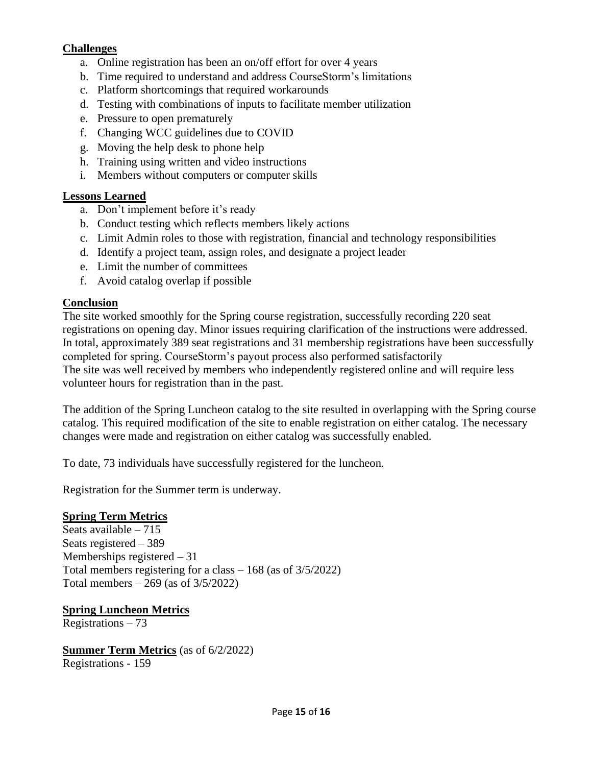**Challenges**

a. Online registration has been an on/off effort for over 4 years
b. Time required to understand and address CourseStorm's limitations
c. Platform shortcomings that required workarounds
d. Testing with combinations of inputs to facilitate member utilization
e. Pressure to open prematurely
f. Changing WCC guidelines due to COVID
g. Moving the help desk to phone help
h. Training using written and video instructions
i. Members without computers or computer skills

**Lessons Learned**

a. Don't implement before it's ready
b. Conduct testing which reflects members likely actions
c. Limit Admin roles to those with registration, financial and technology responsibilities
d. Identify a project team, assign roles, and designate a project leader
e. Limit the number of committees
f. Avoid catalog overlap if possible

**Conclusion**

The site worked smoothly for the Spring course registration, successfully recording 220 seat registrations on opening day. Minor issues requiring clarification of the instructions were addressed. In total, approximately 389 seat registrations and 31 membership registrations have been successfully completed for spring. CourseStorm's payout process also performed satisfactorily
The site was well received by members who independently registered online and will require less volunteer hours for registration than in the past.

The addition of the Spring Luncheon catalog to the site resulted in overlapping with the Spring course catalog. This required modification of the site to enable registration on either catalog. The necessary changes were made and registration on either catalog was successfully enabled.

To date, 73 individuals have successfully registered for the luncheon.

Registration for the Summer term is underway.

**Spring Term Metrics**

Seats available – 715
Seats registered – 389
Memberships registered – 31
Total members registering for a class – 168 (as of 3/5/2022)
Total members – 269 (as of 3/5/2022)

**Spring Luncheon Metrics**

Registrations – 73

**Summer Term Metrics** (as of 6/2/2022)

Registrations - 159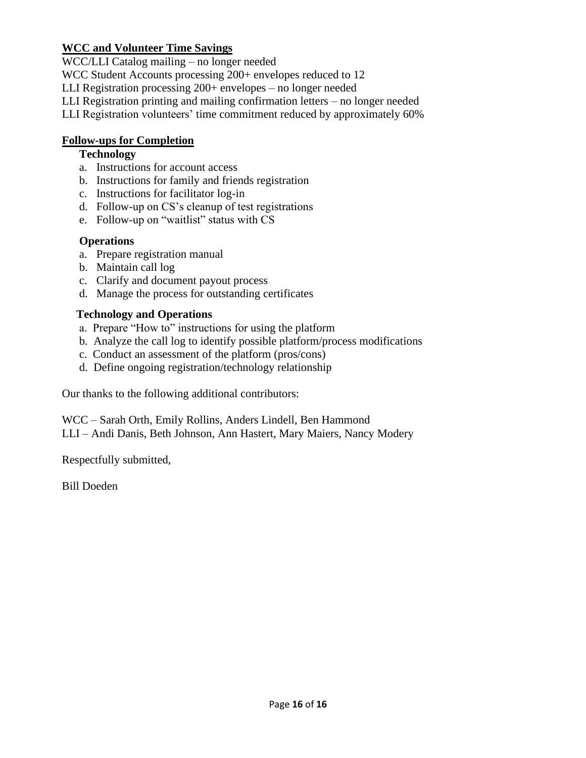**WCC and Volunteer Time Savings**

WCC/LLI Catalog mailing – no longer needed
WCC Student Accounts processing 200+ envelopes reduced to 12
LLI Registration processing 200+ envelopes – no longer needed
LLI Registration printing and mailing confirmation letters – no longer needed
LLI Registration volunteers' time commitment reduced by approximately 60%

**Follow-ups for Completion**

**Technology**

a. Instructions for account access
b. Instructions for family and friends registration
c. Instructions for facilitator log-in
d. Follow-up on CS's cleanup of test registrations
e. Follow-up on "waitlist" status with CS

**Operations**

a. Prepare registration manual
b. Maintain call log
c. Clarify and document payout process
d. Manage the process for outstanding certificates

**Technology and Operations**

a. Prepare "How to" instructions for using the platform
b. Analyze the call log to identify possible platform/process modifications
c. Conduct an assessment of the platform (pros/cons)
d. Define ongoing registration/technology relationship

Our thanks to the following additional contributors:

WCC – Sarah Orth, Emily Rollins, Anders Lindell, Ben Hammond
LLI – Andi Danis, Beth Johnson, Ann Hastert, Mary Maiers, Nancy Modery

Respectfully submitted,

Bill Doeden